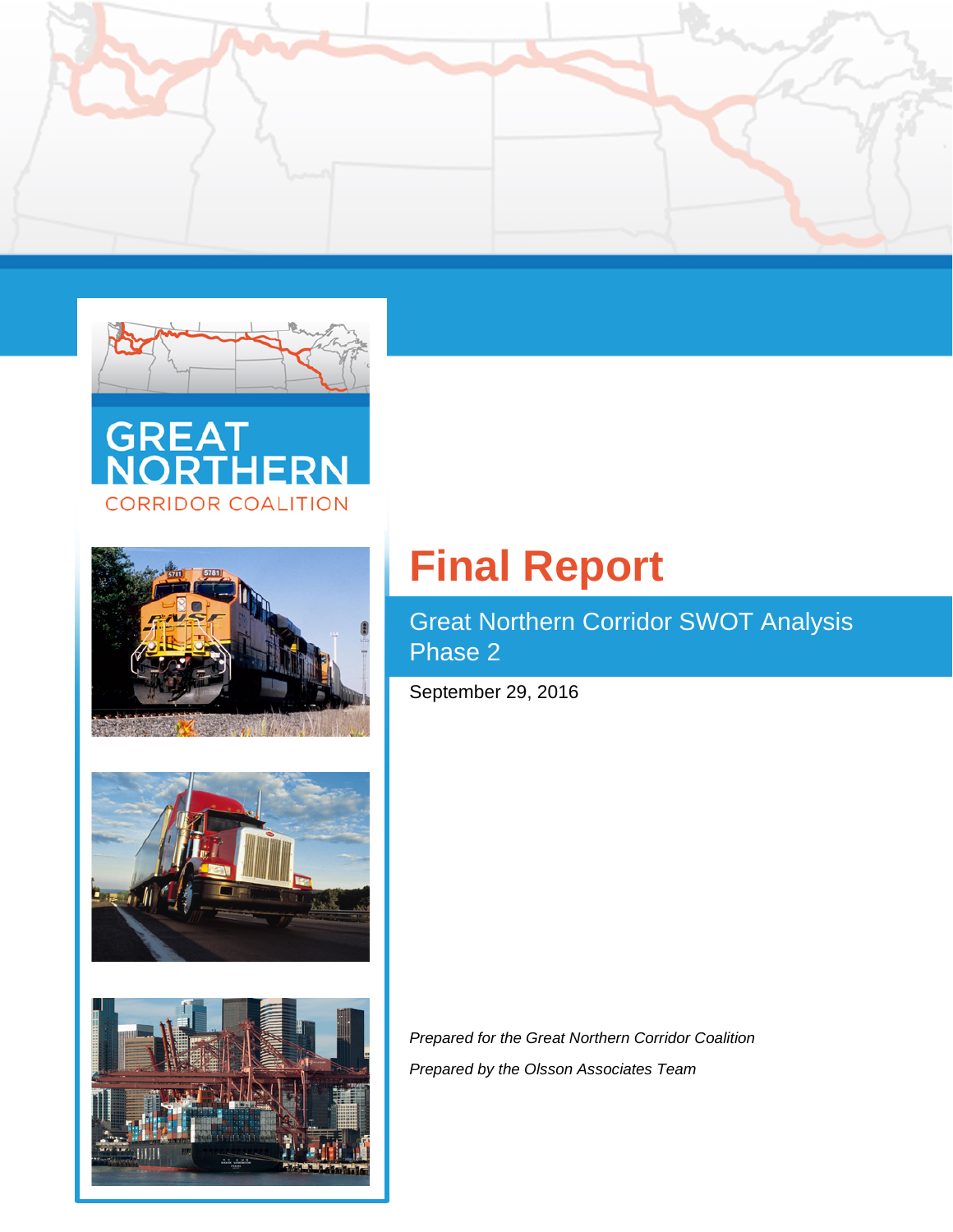GREAT NORTHERN

CORRIDOR COALITION

# Final Report

## Great Northern Corridor SWOT Analysis Phase 2

September 29, 2016

*Prepared for the Great Northern Corridor Coalition*

*Prepared by the Olsson Associates Team*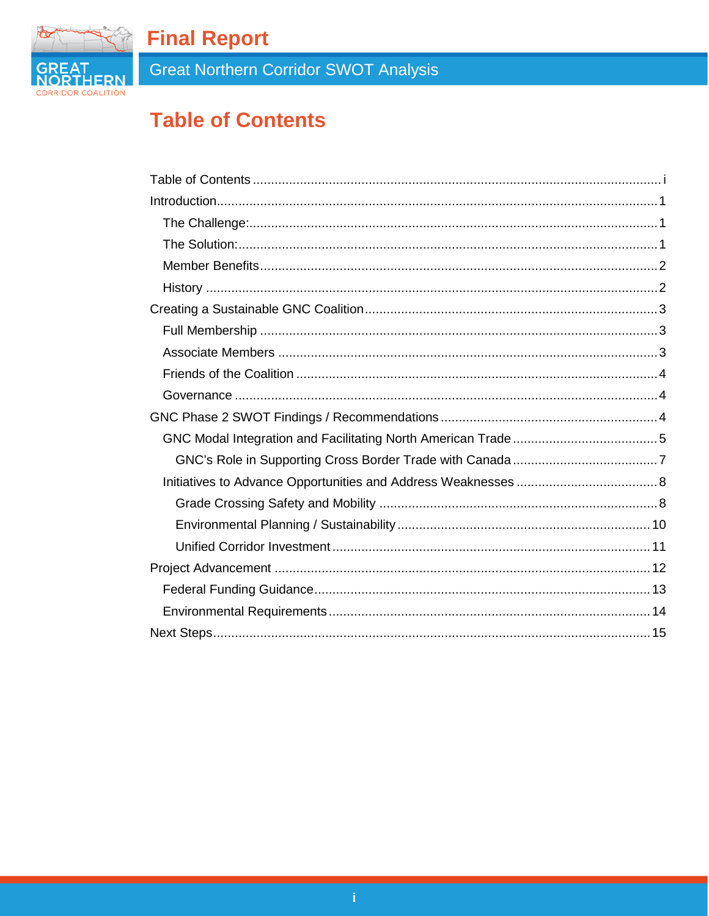# Table of Contents

- Table of Contents ..... i
- Introduction ..... 1
  - The Challenge: ..... 1
  - The Solution: ..... 1
  - Member Benefits ..... 2
  - History ..... 2
- Creating a Sustainable GNC Coalition ..... 3
  - Full Membership ..... 3
  - Associate Members ..... 3
  - Friends of the Coalition ..... 4
  - Governance ..... 4
- GNC Phase 2 SWOT Findings / Recommendations ..... 4
  - GNC Modal Integration and Facilitating North American Trade ..... 5
    - GNC's Role in Supporting Cross Border Trade with Canada ..... 7
  - Initiatives to Advance Opportunities and Address Weaknesses ..... 8
    - Grade Crossing Safety and Mobility ..... 8
    - Environmental Planning / Sustainability ..... 10
    - Unified Corridor Investment ..... 11
- Project Advancement ..... 12
  - Federal Funding Guidance ..... 13
  - Environmental Requirements ..... 14
- Next Steps ..... 15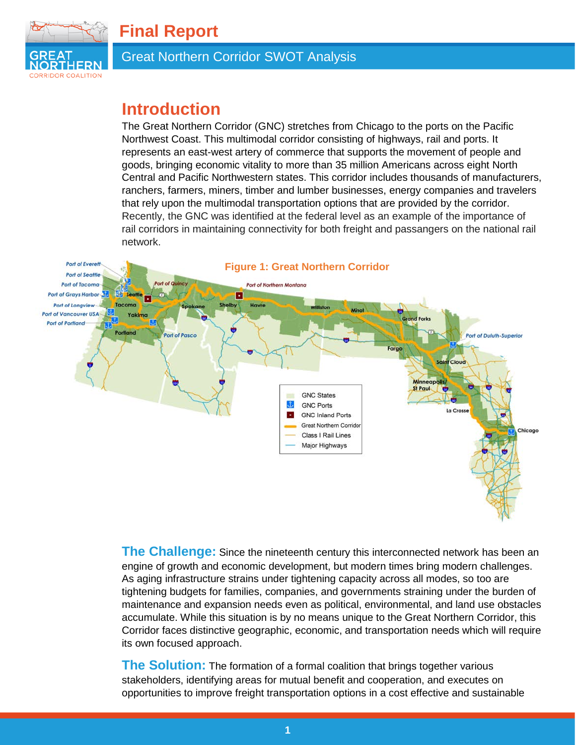## Introduction

The Great Northern Corridor (GNC) stretches from Chicago to the ports on the Pacific Northwest Coast. This multimodal corridor consisting of highways, rail and ports. It represents an east-west artery of commerce that supports the movement of people and goods, bringing economic vitality to more than 35 million Americans across eight North Central and Pacific Northwestern states. This corridor includes thousands of manufacturers, ranchers, farmers, miners, timber and lumber businesses, energy companies and travelers that rely upon the multimodal transportation options that are provided by the corridor. Recently, the GNC was identified at the federal level as an example of the importance of rail corridors in maintaining connectivity for both freight and passangers on the national rail network.

**Figure 1: Great Northern Corridor**

**The Challenge:** Since the nineteenth century this interconnected network has been an engine of growth and economic development, but modern times bring modern challenges. As aging infrastructure strains under tightening capacity across all modes, so too are tightening budgets for families, companies, and governments straining under the burden of maintenance and expansion needs even as political, environmental, and land use obstacles accumulate. While this situation is by no means unique to the Great Northern Corridor, this Corridor faces distinctive geographic, economic, and transportation needs which will require its own focused approach.

**The Solution:** The formation of a formal coalition that brings together various stakeholders, identifying areas for mutual benefit and cooperation, and executes on opportunities to improve freight transportation options in a cost effective and sustainable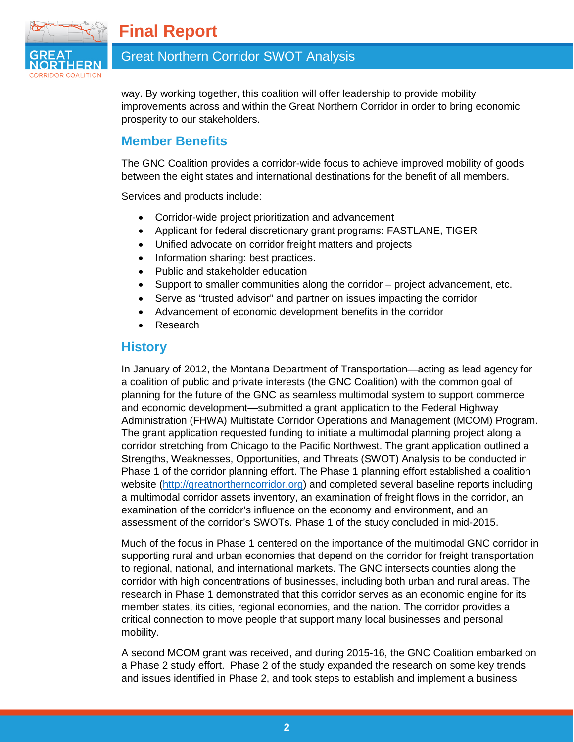way. By working together, this coalition will offer leadership to provide mobility improvements across and within the Great Northern Corridor in order to bring economic prosperity to our stakeholders.

## Member Benefits

The GNC Coalition provides a corridor-wide focus to achieve improved mobility of goods between the eight states and international destinations for the benefit of all members.

Services and products include:

- Corridor-wide project prioritization and advancement
- Applicant for federal discretionary grant programs: FASTLANE, TIGER
- Unified advocate on corridor freight matters and projects
- Information sharing: best practices.
- Public and stakeholder education
- Support to smaller communities along the corridor – project advancement, etc.
- Serve as "trusted advisor" and partner on issues impacting the corridor
- Advancement of economic development benefits in the corridor
- Research

## History

In January of 2012, the Montana Department of Transportation—acting as lead agency for a coalition of public and private interests (the GNC Coalition) with the common goal of planning for the future of the GNC as seamless multimodal system to support commerce and economic development—submitted a grant application to the Federal Highway Administration (FHWA) Multistate Corridor Operations and Management (MCOM) Program. The grant application requested funding to initiate a multimodal planning project along a corridor stretching from Chicago to the Pacific Northwest. The grant application outlined a Strengths, Weaknesses, Opportunities, and Threats (SWOT) Analysis to be conducted in Phase 1 of the corridor planning effort. The Phase 1 planning effort established a coalition website (http://greatnortherncorridor.org) and completed several baseline reports including a multimodal corridor assets inventory, an examination of freight flows in the corridor, an examination of the corridor's influence on the economy and environment, and an assessment of the corridor's SWOTs. Phase 1 of the study concluded in mid-2015.

Much of the focus in Phase 1 centered on the importance of the multimodal GNC corridor in supporting rural and urban economies that depend on the corridor for freight transportation to regional, national, and international markets. The GNC intersects counties along the corridor with high concentrations of businesses, including both urban and rural areas. The research in Phase 1 demonstrated that this corridor serves as an economic engine for its member states, its cities, regional economies, and the nation. The corridor provides a critical connection to move people that support many local businesses and personal mobility.

A second MCOM grant was received, and during 2015-16, the GNC Coalition embarked on a Phase 2 study effort. Phase 2 of the study expanded the research on some key trends and issues identified in Phase 2, and took steps to establish and implement a business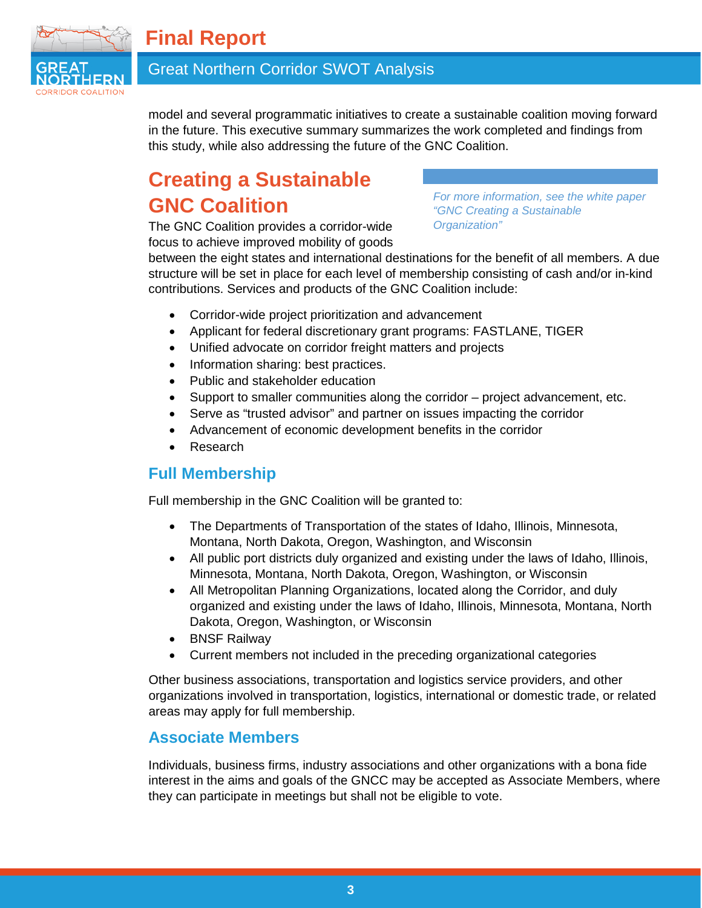model and several programmatic initiatives to create a sustainable coalition moving forward in the future. This executive summary summarizes the work completed and findings from this study, while also addressing the future of the GNC Coalition.

## Creating a Sustainable GNC Coalition

*For more information, see the white paper "GNC Creating a Sustainable Organization"*

The GNC Coalition provides a corridor-wide focus to achieve improved mobility of goods between the eight states and international destinations for the benefit of all members. A due structure will be set in place for each level of membership consisting of cash and/or in-kind contributions. Services and products of the GNC Coalition include:

- Corridor-wide project prioritization and advancement
- Applicant for federal discretionary grant programs: FASTLANE, TIGER
- Unified advocate on corridor freight matters and projects
- Information sharing: best practices.
- Public and stakeholder education
- Support to smaller communities along the corridor – project advancement, etc.
- Serve as "trusted advisor" and partner on issues impacting the corridor
- Advancement of economic development benefits in the corridor
- Research

### Full Membership

Full membership in the GNC Coalition will be granted to:

- The Departments of Transportation of the states of Idaho, Illinois, Minnesota, Montana, North Dakota, Oregon, Washington, and Wisconsin
- All public port districts duly organized and existing under the laws of Idaho, Illinois, Minnesota, Montana, North Dakota, Oregon, Washington, or Wisconsin
- All Metropolitan Planning Organizations, located along the Corridor, and duly organized and existing under the laws of Idaho, Illinois, Minnesota, Montana, North Dakota, Oregon, Washington, or Wisconsin
- BNSF Railway
- Current members not included in the preceding organizational categories

Other business associations, transportation and logistics service providers, and other organizations involved in transportation, logistics, international or domestic trade, or related areas may apply for full membership.

### Associate Members

Individuals, business firms, industry associations and other organizations with a bona fide interest in the aims and goals of the GNCC may be accepted as Associate Members, where they can participate in meetings but shall not be eligible to vote.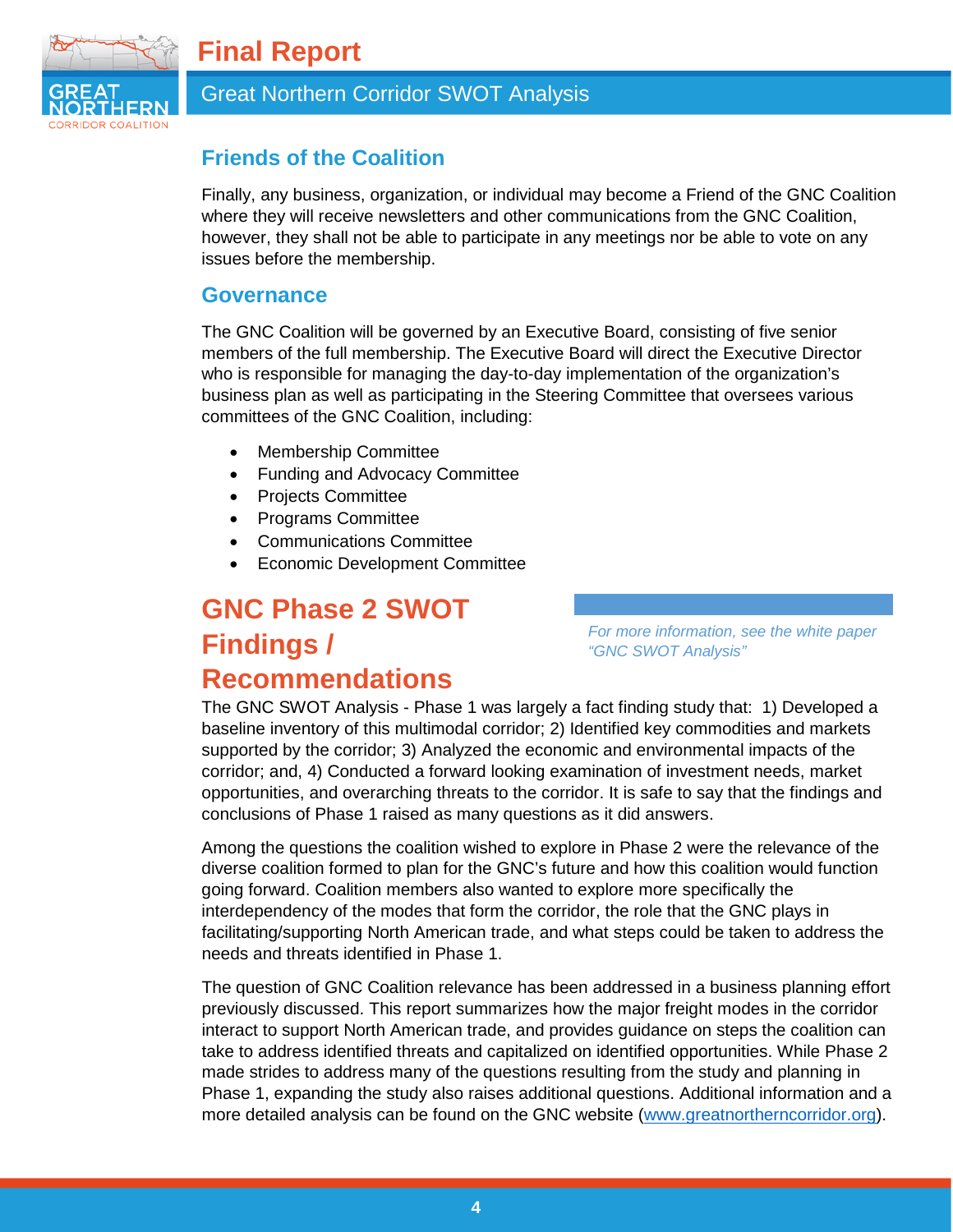## Friends of the Coalition

Finally, any business, organization, or individual may become a Friend of the GNC Coalition where they will receive newsletters and other communications from the GNC Coalition, however, they shall not be able to participate in any meetings nor be able to vote on any issues before the membership.

## Governance

The GNC Coalition will be governed by an Executive Board, consisting of five senior members of the full membership. The Executive Board will direct the Executive Director who is responsible for managing the day-to-day implementation of the organization's business plan as well as participating in the Steering Committee that oversees various committees of the GNC Coalition, including:

- Membership Committee
- Funding and Advocacy Committee
- Projects Committee
- Programs Committee
- Communications Committee
- Economic Development Committee

# GNC Phase 2 SWOT Findings / Recommendations

*For more information, see the white paper "GNC SWOT Analysis"*

The GNC SWOT Analysis - Phase 1 was largely a fact finding study that: 1) Developed a baseline inventory of this multimodal corridor; 2) Identified key commodities and markets supported by the corridor; 3) Analyzed the economic and environmental impacts of the corridor; and, 4) Conducted a forward looking examination of investment needs, market opportunities, and overarching threats to the corridor. It is safe to say that the findings and conclusions of Phase 1 raised as many questions as it did answers.

Among the questions the coalition wished to explore in Phase 2 were the relevance of the diverse coalition formed to plan for the GNC's future and how this coalition would function going forward. Coalition members also wanted to explore more specifically the interdependency of the modes that form the corridor, the role that the GNC plays in facilitating/supporting North American trade, and what steps could be taken to address the needs and threats identified in Phase 1.

The question of GNC Coalition relevance has been addressed in a business planning effort previously discussed. This report summarizes how the major freight modes in the corridor interact to support North American trade, and provides guidance on steps the coalition can take to address identified threats and capitalized on identified opportunities. While Phase 2 made strides to address many of the questions resulting from the study and planning in Phase 1, expanding the study also raises additional questions. Additional information and a more detailed analysis can be found on the GNC website (www.greatnortherncorridor.org).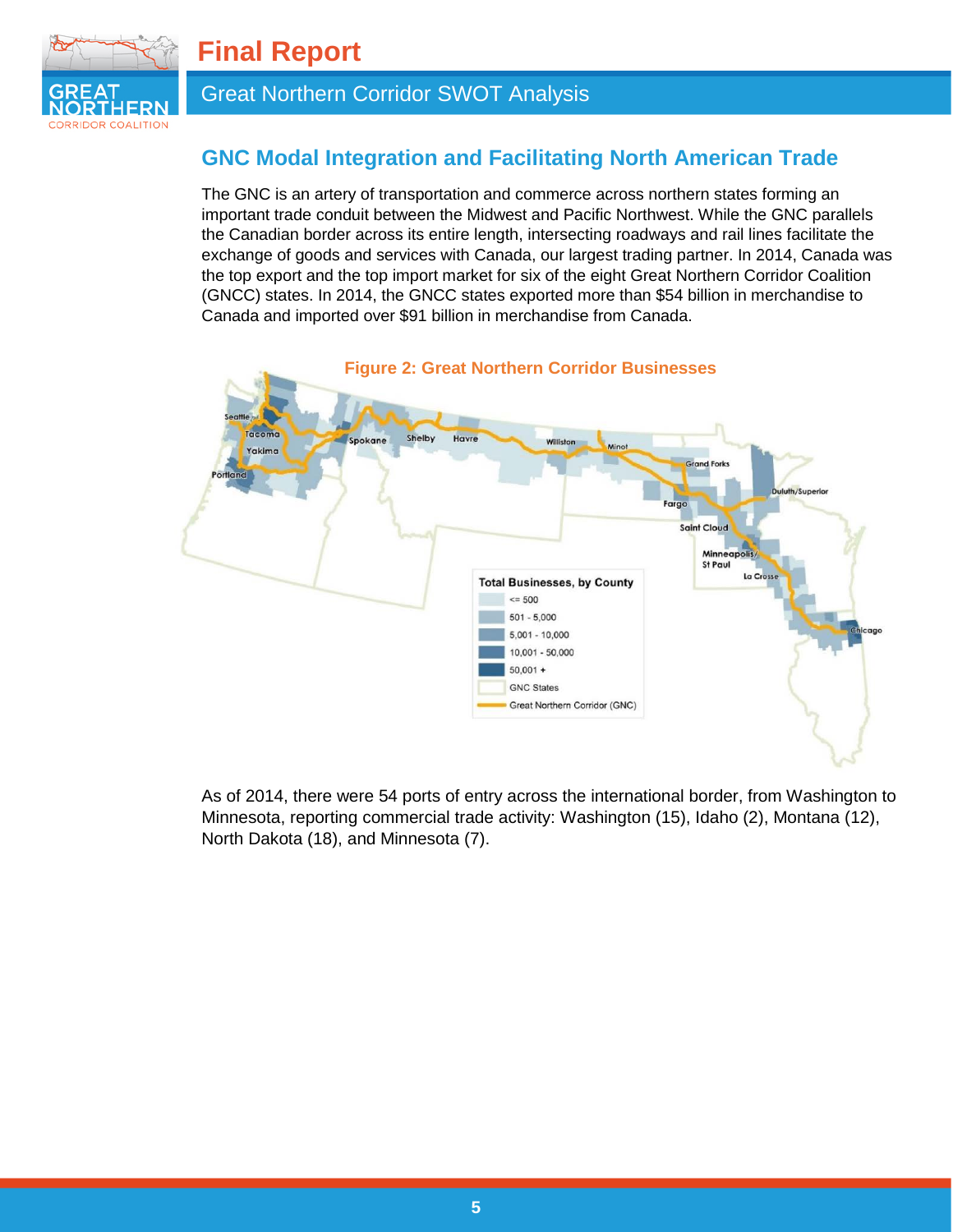## GNC Modal Integration and Facilitating North American Trade

The GNC is an artery of transportation and commerce across northern states forming an important trade conduit between the Midwest and Pacific Northwest. While the GNC parallels the Canadian border across its entire length, intersecting roadways and rail lines facilitate the exchange of goods and services with Canada, our largest trading partner. In 2014, Canada was the top export and the top import market for six of the eight Great Northern Corridor Coalition (GNCC) states. In 2014, the GNCC states exported more than $54 billion in merchandise to Canada and imported over $91 billion in merchandise from Canada.

**Figure 2: Great Northern Corridor Businesses**

As of 2014, there were 54 ports of entry across the international border, from Washington to Minnesota, reporting commercial trade activity: Washington (15), Idaho (2), Montana (12), North Dakota (18), and Minnesota (7).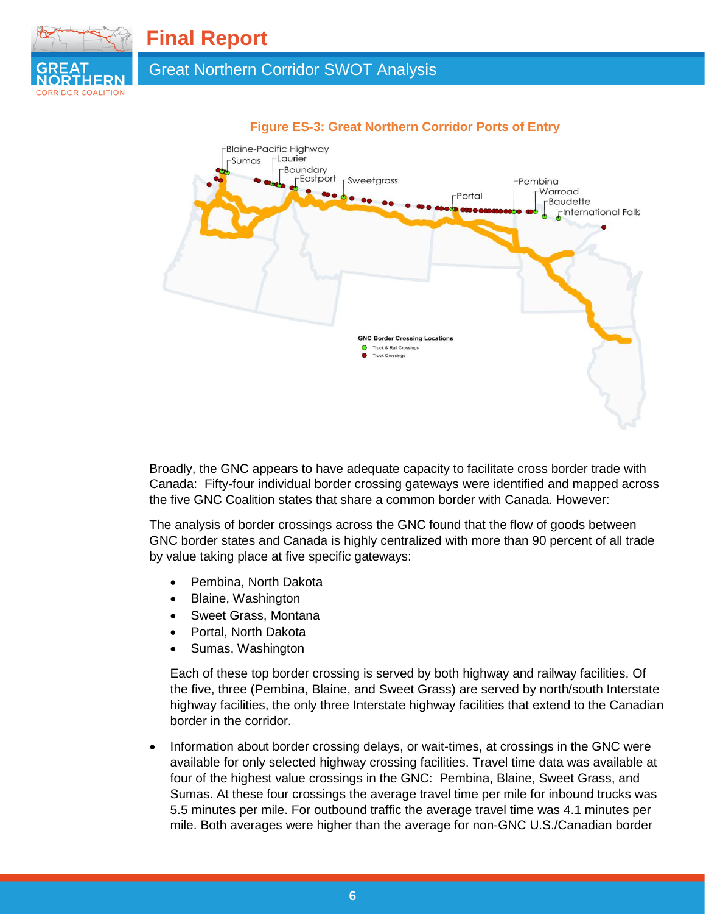**Figure ES-3: Great Northern Corridor Ports of Entry**

Broadly, the GNC appears to have adequate capacity to facilitate cross border trade with Canada: Fifty-four individual border crossing gateways were identified and mapped across the five GNC Coalition states that share a common border with Canada. However:

The analysis of border crossings across the GNC found that the flow of goods between GNC border states and Canada is highly centralized with more than 90 percent of all trade by value taking place at five specific gateways:

- Pembina, North Dakota
- Blaine, Washington
- Sweet Grass, Montana
- Portal, North Dakota
- Sumas, Washington

Each of these top border crossing is served by both highway and railway facilities. Of the five, three (Pembina, Blaine, and Sweet Grass) are served by north/south Interstate highway facilities, the only three Interstate highway facilities that extend to the Canadian border in the corridor.

- Information about border crossing delays, or wait-times, at crossings in the GNC were available for only selected highway crossing facilities. Travel time data was available at four of the highest value crossings in the GNC: Pembina, Blaine, Sweet Grass, and Sumas. At these four crossings the average travel time per mile for inbound trucks was 5.5 minutes per mile. For outbound traffic the average travel time was 4.1 minutes per mile. Both averages were higher than the average for non-GNC U.S./Canadian border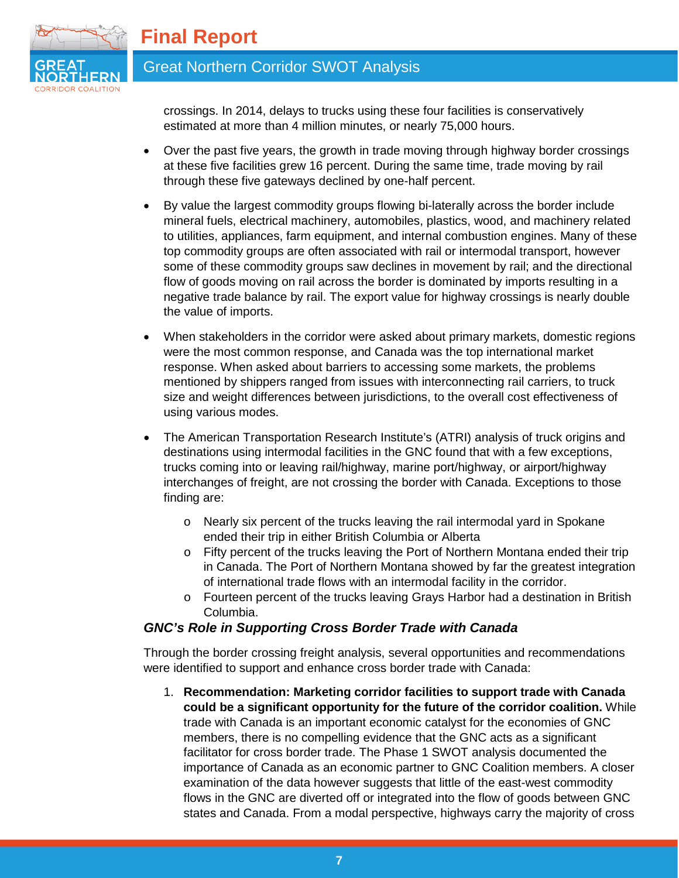crossings. In 2014, delays to trucks using these four facilities is conservatively estimated at more than 4 million minutes, or nearly 75,000 hours.

- Over the past five years, the growth in trade moving through highway border crossings at these five facilities grew 16 percent. During the same time, trade moving by rail through these five gateways declined by one-half percent.
- By value the largest commodity groups flowing bi-laterally across the border include mineral fuels, electrical machinery, automobiles, plastics, wood, and machinery related to utilities, appliances, farm equipment, and internal combustion engines. Many of these top commodity groups are often associated with rail or intermodal transport, however some of these commodity groups saw declines in movement by rail; and the directional flow of goods moving on rail across the border is dominated by imports resulting in a negative trade balance by rail. The export value for highway crossings is nearly double the value of imports.
- When stakeholders in the corridor were asked about primary markets, domestic regions were the most common response, and Canada was the top international market response. When asked about barriers to accessing some markets, the problems mentioned by shippers ranged from issues with interconnecting rail carriers, to truck size and weight differences between jurisdictions, to the overall cost effectiveness of using various modes.
- The American Transportation Research Institute's (ATRI) analysis of truck origins and destinations using intermodal facilities in the GNC found that with a few exceptions, trucks coming into or leaving rail/highway, marine port/highway, or airport/highway interchanges of freight, are not crossing the border with Canada. Exceptions to those finding are:
  - Nearly six percent of the trucks leaving the rail intermodal yard in Spokane ended their trip in either British Columbia or Alberta
  - Fifty percent of the trucks leaving the Port of Northern Montana ended their trip in Canada. The Port of Northern Montana showed by far the greatest integration of international trade flows with an intermodal facility in the corridor.
  - Fourteen percent of the trucks leaving Grays Harbor had a destination in British Columbia.

### *GNC's Role in Supporting Cross Border Trade with Canada*

Through the border crossing freight analysis, several opportunities and recommendations were identified to support and enhance cross border trade with Canada:

1. **Recommendation: Marketing corridor facilities to support trade with Canada could be a significant opportunity for the future of the corridor coalition.** While trade with Canada is an important economic catalyst for the economies of GNC members, there is no compelling evidence that the GNC acts as a significant facilitator for cross border trade. The Phase 1 SWOT analysis documented the importance of Canada as an economic partner to GNC Coalition members. A closer examination of the data however suggests that little of the east-west commodity flows in the GNC are diverted off or integrated into the flow of goods between GNC states and Canada. From a modal perspective, highways carry the majority of cross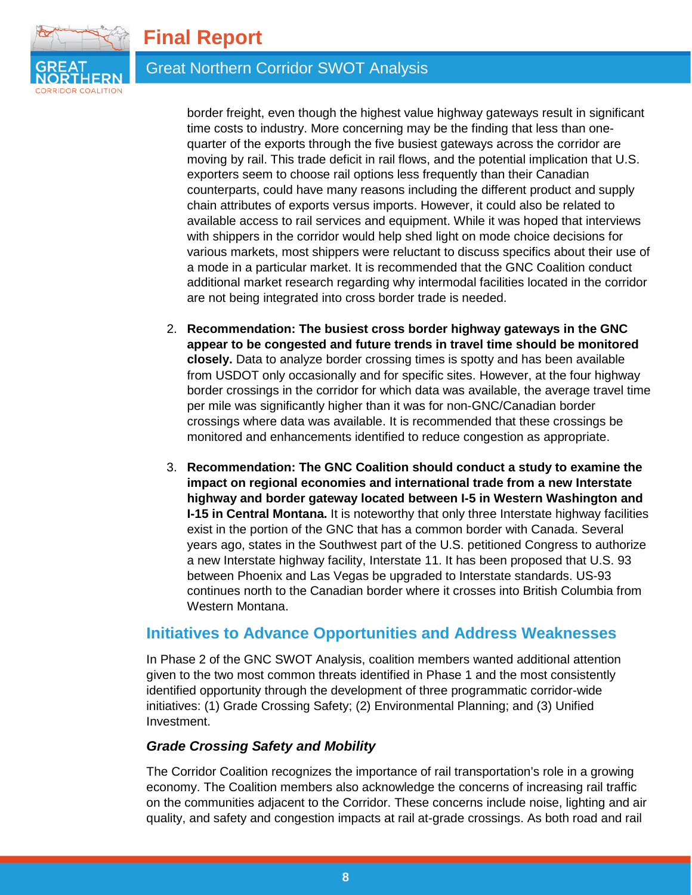border freight, even though the highest value highway gateways result in significant time costs to industry. More concerning may be the finding that less than one-quarter of the exports through the five busiest gateways across the corridor are moving by rail. This trade deficit in rail flows, and the potential implication that U.S. exporters seem to choose rail options less frequently than their Canadian counterparts, could have many reasons including the different product and supply chain attributes of exports versus imports. However, it could also be related to available access to rail services and equipment. While it was hoped that interviews with shippers in the corridor would help shed light on mode choice decisions for various markets, most shippers were reluctant to discuss specifics about their use of a mode in a particular market. It is recommended that the GNC Coalition conduct additional market research regarding why intermodal facilities located in the corridor are not being integrated into cross border trade is needed.

2. **Recommendation: The busiest cross border highway gateways in the GNC appear to be congested and future trends in travel time should be monitored closely.** Data to analyze border crossing times is spotty and has been available from USDOT only occasionally and for specific sites. However, at the four highway border crossings in the corridor for which data was available, the average travel time per mile was significantly higher than it was for non-GNC/Canadian border crossings where data was available. It is recommended that these crossings be monitored and enhancements identified to reduce congestion as appropriate.

3. **Recommendation: The GNC Coalition should conduct a study to examine the impact on regional economies and international trade from a new Interstate highway and border gateway located between I-5 in Western Washington and I-15 in Central Montana.** It is noteworthy that only three Interstate highway facilities exist in the portion of the GNC that has a common border with Canada. Several years ago, states in the Southwest part of the U.S. petitioned Congress to authorize a new Interstate highway facility, Interstate 11. It has been proposed that U.S. 93 between Phoenix and Las Vegas be upgraded to Interstate standards. US-93 continues north to the Canadian border where it crosses into British Columbia from Western Montana.

## Initiatives to Advance Opportunities and Address Weaknesses

In Phase 2 of the GNC SWOT Analysis, coalition members wanted additional attention given to the two most common threats identified in Phase 1 and the most consistently identified opportunity through the development of three programmatic corridor-wide initiatives: (1) Grade Crossing Safety; (2) Environmental Planning; and (3) Unified Investment.

### *Grade Crossing Safety and Mobility*

The Corridor Coalition recognizes the importance of rail transportation's role in a growing economy. The Coalition members also acknowledge the concerns of increasing rail traffic on the communities adjacent to the Corridor. These concerns include noise, lighting and air quality, and safety and congestion impacts at rail at-grade crossings. As both road and rail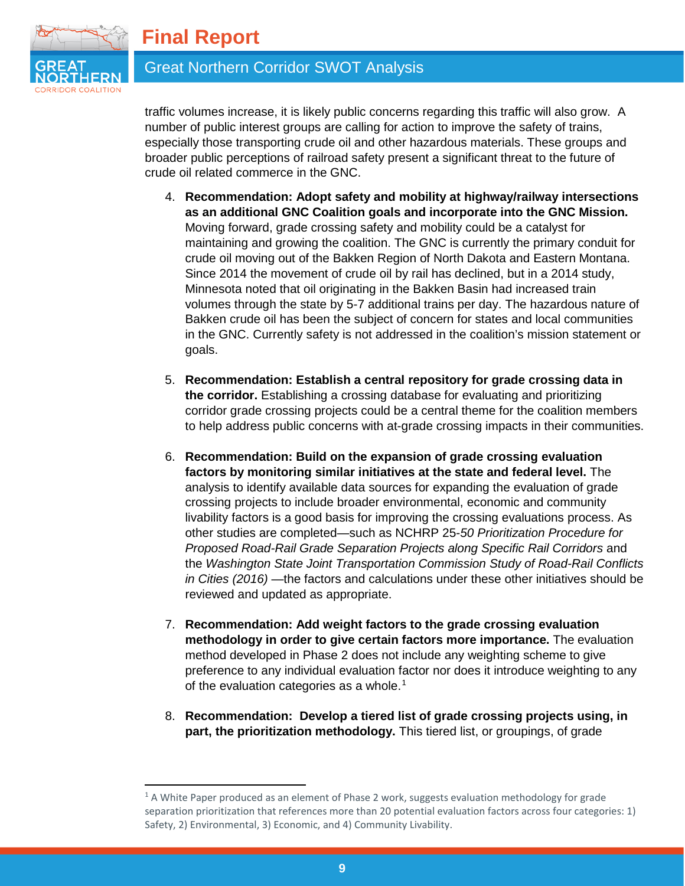traffic volumes increase, it is likely public concerns regarding this traffic will also grow. A number of public interest groups are calling for action to improve the safety of trains, especially those transporting crude oil and other hazardous materials. These groups and broader public perceptions of railroad safety present a significant threat to the future of crude oil related commerce in the GNC.

4. **Recommendation: Adopt safety and mobility at highway/railway intersections as an additional GNC Coalition goals and incorporate into the GNC Mission.** Moving forward, grade crossing safety and mobility could be a catalyst for maintaining and growing the coalition. The GNC is currently the primary conduit for crude oil moving out of the Bakken Region of North Dakota and Eastern Montana. Since 2014 the movement of crude oil by rail has declined, but in a 2014 study, Minnesota noted that oil originating in the Bakken Basin had increased train volumes through the state by 5-7 additional trains per day. The hazardous nature of Bakken crude oil has been the subject of concern for states and local communities in the GNC. Currently safety is not addressed in the coalition's mission statement or goals.

5. **Recommendation: Establish a central repository for grade crossing data in the corridor.** Establishing a crossing database for evaluating and prioritizing corridor grade crossing projects could be a central theme for the coalition members to help address public concerns with at-grade crossing impacts in their communities.

6. **Recommendation: Build on the expansion of grade crossing evaluation factors by monitoring similar initiatives at the state and federal level.** The analysis to identify available data sources for expanding the evaluation of grade crossing projects to include broader environmental, economic and community livability factors is a good basis for improving the crossing evaluations process. As other studies are completed—such as NCHRP 25-*50 Prioritization Procedure for Proposed Road-Rail Grade Separation Projects along Specific Rail Corridors* and the *Washington State Joint Transportation Commission Study of Road-Rail Conflicts in Cities (2016)* —the factors and calculations under these other initiatives should be reviewed and updated as appropriate.

7. **Recommendation: Add weight factors to the grade crossing evaluation methodology in order to give certain factors more importance.** The evaluation method developed in Phase 2 does not include any weighting scheme to give preference to any individual evaluation factor nor does it introduce weighting to any of the evaluation categories as a whole.[1]

8. **Recommendation: Develop a tiered list of grade crossing projects using, in part, the prioritization methodology.** This tiered list, or groupings, of grade

---

[1] A White Paper produced as an element of Phase 2 work, suggests evaluation methodology for grade separation prioritization that references more than 20 potential evaluation factors across four categories: 1) Safety, 2) Environmental, 3) Economic, and 4) Community Livability.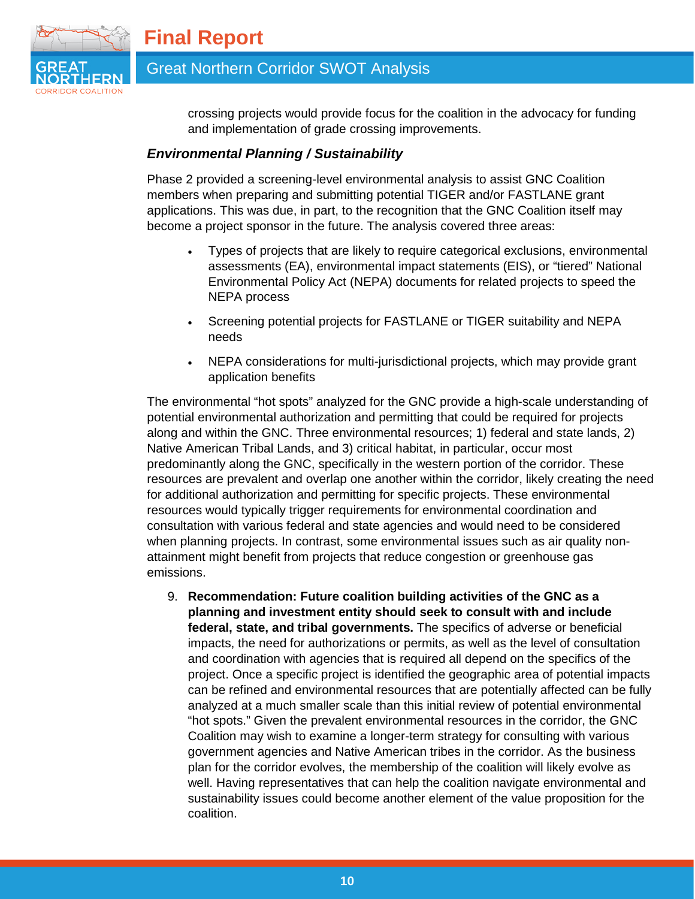crossing projects would provide focus for the coalition in the advocacy for funding and implementation of grade crossing improvements.

### *Environmental Planning / Sustainability*

Phase 2 provided a screening-level environmental analysis to assist GNC Coalition members when preparing and submitting potential TIGER and/or FASTLANE grant applications. This was due, in part, to the recognition that the GNC Coalition itself may become a project sponsor in the future. The analysis covered three areas:

- Types of projects that are likely to require categorical exclusions, environmental assessments (EA), environmental impact statements (EIS), or "tiered" National Environmental Policy Act (NEPA) documents for related projects to speed the NEPA process
- Screening potential projects for FASTLANE or TIGER suitability and NEPA needs
- NEPA considerations for multi-jurisdictional projects, which may provide grant application benefits

The environmental "hot spots" analyzed for the GNC provide a high-scale understanding of potential environmental authorization and permitting that could be required for projects along and within the GNC. Three environmental resources; 1) federal and state lands, 2) Native American Tribal Lands, and 3) critical habitat, in particular, occur most predominantly along the GNC, specifically in the western portion of the corridor. These resources are prevalent and overlap one another within the corridor, likely creating the need for additional authorization and permitting for specific projects. These environmental resources would typically trigger requirements for environmental coordination and consultation with various federal and state agencies and would need to be considered when planning projects. In contrast, some environmental issues such as air quality non-attainment might benefit from projects that reduce congestion or greenhouse gas emissions.

9. **Recommendation: Future coalition building activities of the GNC as a planning and investment entity should seek to consult with and include federal, state, and tribal governments.** The specifics of adverse or beneficial impacts, the need for authorizations or permits, as well as the level of consultation and coordination with agencies that is required all depend on the specifics of the project. Once a specific project is identified the geographic area of potential impacts can be refined and environmental resources that are potentially affected can be fully analyzed at a much smaller scale than this initial review of potential environmental "hot spots." Given the prevalent environmental resources in the corridor, the GNC Coalition may wish to examine a longer-term strategy for consulting with various government agencies and Native American tribes in the corridor. As the business plan for the corridor evolves, the membership of the coalition will likely evolve as well. Having representatives that can help the coalition navigate environmental and sustainability issues could become another element of the value proposition for the coalition.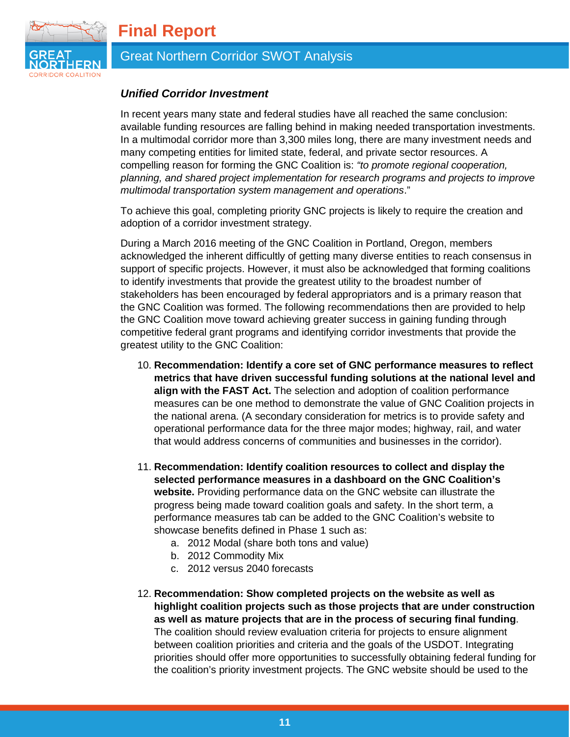### *Unified Corridor Investment*

In recent years many state and federal studies have all reached the same conclusion: available funding resources are falling behind in making needed transportation investments. In a multimodal corridor more than 3,300 miles long, there are many investment needs and many competing entities for limited state, federal, and private sector resources. A compelling reason for forming the GNC Coalition is: *"to promote regional cooperation, planning, and shared project implementation for research programs and projects to improve multimodal transportation system management and operations*."

To achieve this goal, completing priority GNC projects is likely to require the creation and adoption of a corridor investment strategy.

During a March 2016 meeting of the GNC Coalition in Portland, Oregon, members acknowledged the inherent difficultly of getting many diverse entities to reach consensus in support of specific projects. However, it must also be acknowledged that forming coalitions to identify investments that provide the greatest utility to the broadest number of stakeholders has been encouraged by federal appropriators and is a primary reason that the GNC Coalition was formed. The following recommendations then are provided to help the GNC Coalition move toward achieving greater success in gaining funding through competitive federal grant programs and identifying corridor investments that provide the greatest utility to the GNC Coalition:

10. **Recommendation: Identify a core set of GNC performance measures to reflect metrics that have driven successful funding solutions at the national level and align with the FAST Act.** The selection and adoption of coalition performance measures can be one method to demonstrate the value of GNC Coalition projects in the national arena. (A secondary consideration for metrics is to provide safety and operational performance data for the three major modes; highway, rail, and water that would address concerns of communities and businesses in the corridor).

11. **Recommendation: Identify coalition resources to collect and display the selected performance measures in a dashboard on the GNC Coalition's website.** Providing performance data on the GNC website can illustrate the progress being made toward coalition goals and safety. In the short term, a performance measures tab can be added to the GNC Coalition's website to showcase benefits defined in Phase 1 such as:
    a. 2012 Modal (share both tons and value)
    b. 2012 Commodity Mix
    c. 2012 versus 2040 forecasts

12. **Recommendation: Show completed projects on the website as well as highlight coalition projects such as those projects that are under construction as well as mature projects that are in the process of securing final funding**. The coalition should review evaluation criteria for projects to ensure alignment between coalition priorities and criteria and the goals of the USDOT. Integrating priorities should offer more opportunities to successfully obtaining federal funding for the coalition's priority investment projects. The GNC website should be used to the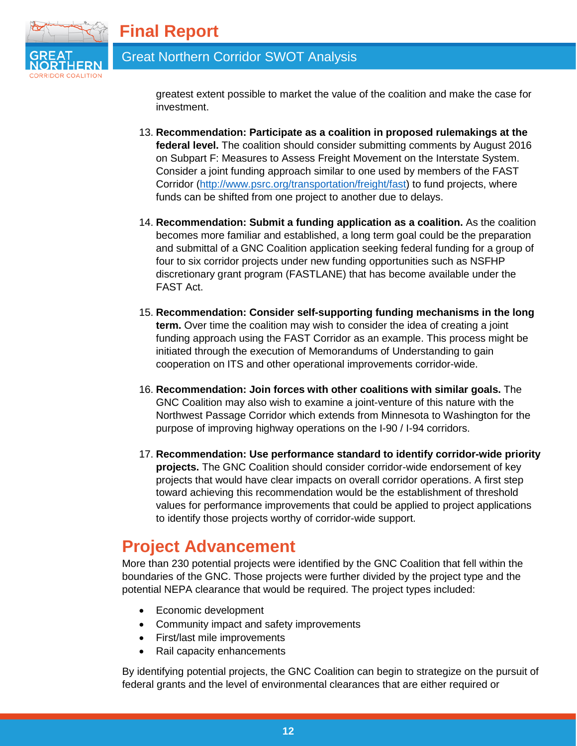greatest extent possible to market the value of the coalition and make the case for investment.

13. **Recommendation: Participate as a coalition in proposed rulemakings at the federal level.** The coalition should consider submitting comments by August 2016 on Subpart F: Measures to Assess Freight Movement on the Interstate System. Consider a joint funding approach similar to one used by members of the FAST Corridor (http://www.psrc.org/transportation/freight/fast) to fund projects, where funds can be shifted from one project to another due to delays.

14. **Recommendation: Submit a funding application as a coalition.** As the coalition becomes more familiar and established, a long term goal could be the preparation and submittal of a GNC Coalition application seeking federal funding for a group of four to six corridor projects under new funding opportunities such as NSFHP discretionary grant program (FASTLANE) that has become available under the FAST Act.

15. **Recommendation: Consider self-supporting funding mechanisms in the long term.** Over time the coalition may wish to consider the idea of creating a joint funding approach using the FAST Corridor as an example. This process might be initiated through the execution of Memorandums of Understanding to gain cooperation on ITS and other operational improvements corridor-wide.

16. **Recommendation: Join forces with other coalitions with similar goals.** The GNC Coalition may also wish to examine a joint-venture of this nature with the Northwest Passage Corridor which extends from Minnesota to Washington for the purpose of improving highway operations on the I-90 / I-94 corridors.

17. **Recommendation: Use performance standard to identify corridor-wide priority projects.** The GNC Coalition should consider corridor-wide endorsement of key projects that would have clear impacts on overall corridor operations. A first step toward achieving this recommendation would be the establishment of threshold values for performance improvements that could be applied to project applications to identify those projects worthy of corridor-wide support.

## Project Advancement

More than 230 potential projects were identified by the GNC Coalition that fell within the boundaries of the GNC. Those projects were further divided by the project type and the potential NEPA clearance that would be required. The project types included:

- Economic development
- Community impact and safety improvements
- First/last mile improvements
- Rail capacity enhancements

By identifying potential projects, the GNC Coalition can begin to strategize on the pursuit of federal grants and the level of environmental clearances that are either required or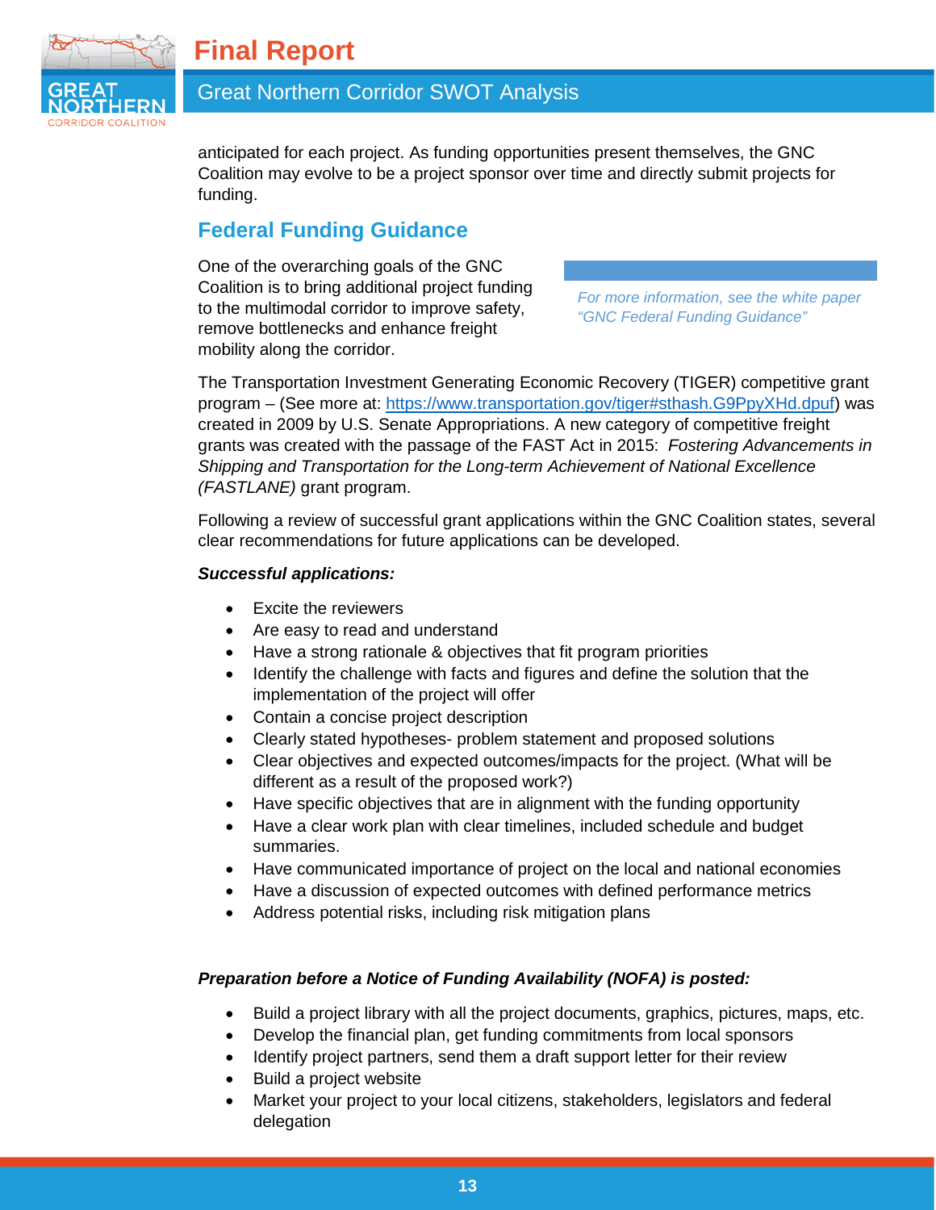anticipated for each project. As funding opportunities present themselves, the GNC Coalition may evolve to be a project sponsor over time and directly submit projects for funding.

## Federal Funding Guidance

One of the overarching goals of the GNC Coalition is to bring additional project funding to the multimodal corridor to improve safety, remove bottlenecks and enhance freight mobility along the corridor.

*For more information, see the white paper "GNC Federal Funding Guidance"*

The Transportation Investment Generating Economic Recovery (TIGER) competitive grant program – (See more at: https://www.transportation.gov/tiger#sthash.G9PpyXHd.dpuf) was created in 2009 by U.S. Senate Appropriations. A new category of competitive freight grants was created with the passage of the FAST Act in 2015: *Fostering Advancements in Shipping and Transportation for the Long-term Achievement of National Excellence (FASTLANE)* grant program.

Following a review of successful grant applications within the GNC Coalition states, several clear recommendations for future applications can be developed.

***Successful applications:***

- Excite the reviewers
- Are easy to read and understand
- Have a strong rationale & objectives that fit program priorities
- Identify the challenge with facts and figures and define the solution that the implementation of the project will offer
- Contain a concise project description
- Clearly stated hypotheses- problem statement and proposed solutions
- Clear objectives and expected outcomes/impacts for the project. (What will be different as a result of the proposed work?)
- Have specific objectives that are in alignment with the funding opportunity
- Have a clear work plan with clear timelines, included schedule and budget summaries.
- Have communicated importance of project on the local and national economies
- Have a discussion of expected outcomes with defined performance metrics
- Address potential risks, including risk mitigation plans

***Preparation before a Notice of Funding Availability (NOFA) is posted:***

- Build a project library with all the project documents, graphics, pictures, maps, etc.
- Develop the financial plan, get funding commitments from local sponsors
- Identify project partners, send them a draft support letter for their review
- Build a project website
- Market your project to your local citizens, stakeholders, legislators and federal delegation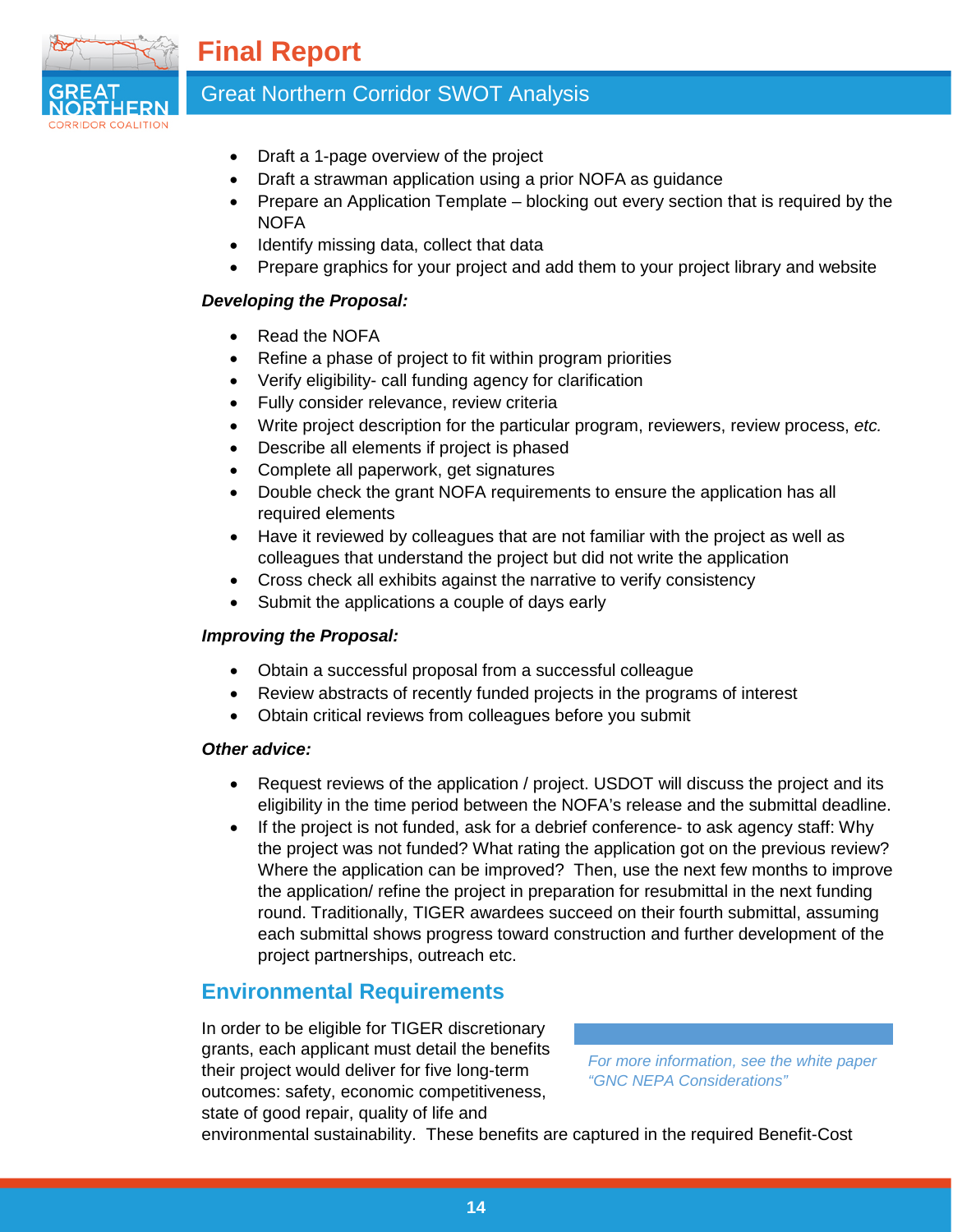- Draft a 1-page overview of the project
- Draft a strawman application using a prior NOFA as guidance
- Prepare an Application Template – blocking out every section that is required by the NOFA
- Identify missing data, collect that data
- Prepare graphics for your project and add them to your project library and website

***Developing the Proposal:***

- Read the NOFA
- Refine a phase of project to fit within program priorities
- Verify eligibility- call funding agency for clarification
- Fully consider relevance, review criteria
- Write project description for the particular program, reviewers, review process, *etc.*
- Describe all elements if project is phased
- Complete all paperwork, get signatures
- Double check the grant NOFA requirements to ensure the application has all required elements
- Have it reviewed by colleagues that are not familiar with the project as well as colleagues that understand the project but did not write the application
- Cross check all exhibits against the narrative to verify consistency
- Submit the applications a couple of days early

***Improving the Proposal:***

- Obtain a successful proposal from a successful colleague
- Review abstracts of recently funded projects in the programs of interest
- Obtain critical reviews from colleagues before you submit

***Other advice:***

- Request reviews of the application / project. USDOT will discuss the project and its eligibility in the time period between the NOFA's release and the submittal deadline.
- If the project is not funded, ask for a debrief conference- to ask agency staff: Why the project was not funded? What rating the application got on the previous review? Where the application can be improved? Then, use the next few months to improve the application/ refine the project in preparation for resubmittal in the next funding round. Traditionally, TIGER awardees succeed on their fourth submittal, assuming each submittal shows progress toward construction and further development of the project partnerships, outreach etc.

## Environmental Requirements

*For more information, see the white paper "GNC NEPA Considerations"*

In order to be eligible for TIGER discretionary grants, each applicant must detail the benefits their project would deliver for five long-term outcomes: safety, economic competitiveness, state of good repair, quality of life and environmental sustainability. These benefits are captured in the required Benefit-Cost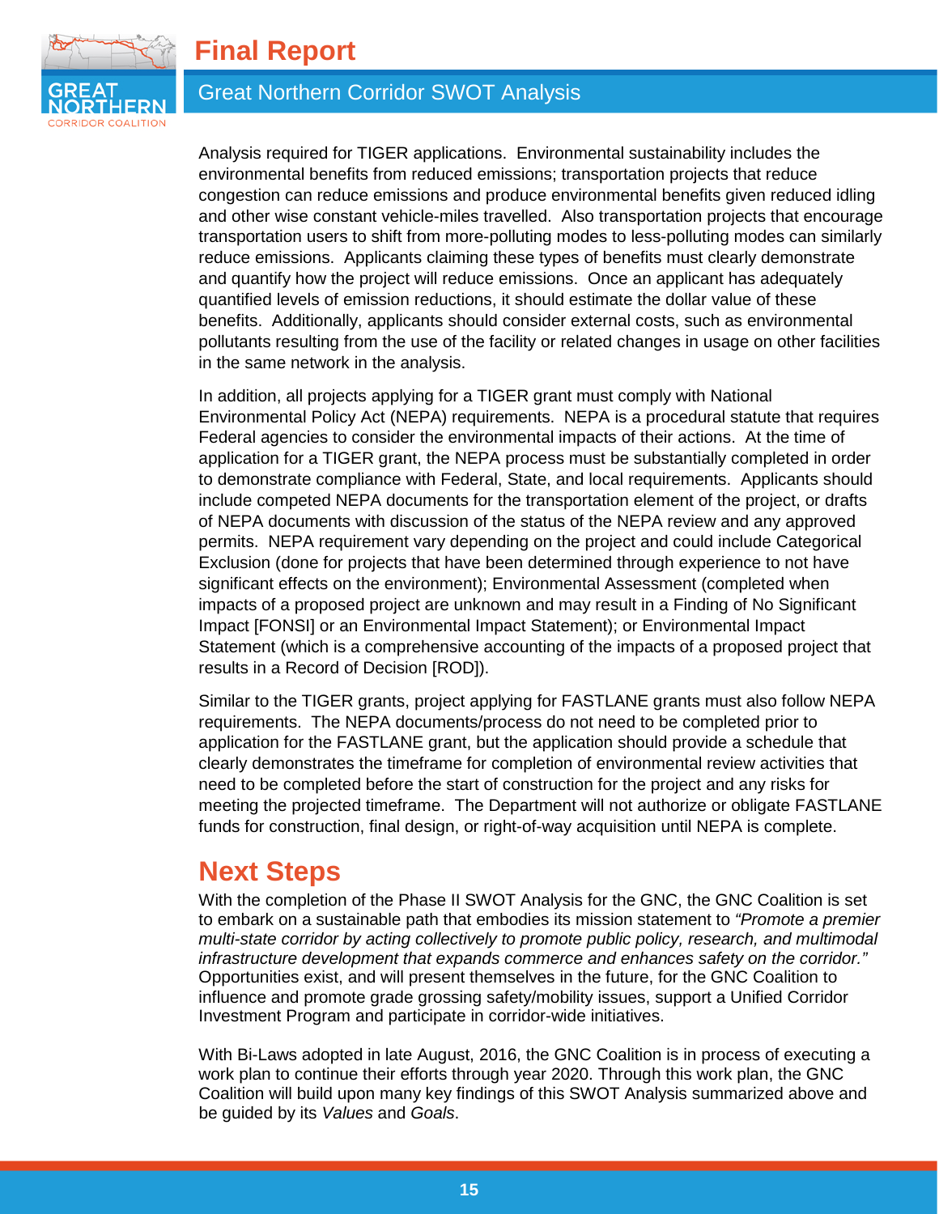Analysis required for TIGER applications. Environmental sustainability includes the environmental benefits from reduced emissions; transportation projects that reduce congestion can reduce emissions and produce environmental benefits given reduced idling and other wise constant vehicle-miles travelled. Also transportation projects that encourage transportation users to shift from more-polluting modes to less-polluting modes can similarly reduce emissions. Applicants claiming these types of benefits must clearly demonstrate and quantify how the project will reduce emissions. Once an applicant has adequately quantified levels of emission reductions, it should estimate the dollar value of these benefits. Additionally, applicants should consider external costs, such as environmental pollutants resulting from the use of the facility or related changes in usage on other facilities in the same network in the analysis.

In addition, all projects applying for a TIGER grant must comply with National Environmental Policy Act (NEPA) requirements. NEPA is a procedural statute that requires Federal agencies to consider the environmental impacts of their actions. At the time of application for a TIGER grant, the NEPA process must be substantially completed in order to demonstrate compliance with Federal, State, and local requirements. Applicants should include competed NEPA documents for the transportation element of the project, or drafts of NEPA documents with discussion of the status of the NEPA review and any approved permits. NEPA requirement vary depending on the project and could include Categorical Exclusion (done for projects that have been determined through experience to not have significant effects on the environment); Environmental Assessment (completed when impacts of a proposed project are unknown and may result in a Finding of No Significant Impact [FONSI] or an Environmental Impact Statement); or Environmental Impact Statement (which is a comprehensive accounting of the impacts of a proposed project that results in a Record of Decision [ROD]).

Similar to the TIGER grants, project applying for FASTLANE grants must also follow NEPA requirements. The NEPA documents/process do not need to be completed prior to application for the FASTLANE grant, but the application should provide a schedule that clearly demonstrates the timeframe for completion of environmental review activities that need to be completed before the start of construction for the project and any risks for meeting the projected timeframe. The Department will not authorize or obligate FASTLANE funds for construction, final design, or right-of-way acquisition until NEPA is complete.

# Next Steps

With the completion of the Phase II SWOT Analysis for the GNC, the GNC Coalition is set to embark on a sustainable path that embodies its mission statement to *"Promote a premier multi-state corridor by acting collectively to promote public policy, research, and multimodal infrastructure development that expands commerce and enhances safety on the corridor."* Opportunities exist, and will present themselves in the future, for the GNC Coalition to influence and promote grade grossing safety/mobility issues, support a Unified Corridor Investment Program and participate in corridor-wide initiatives.

With Bi-Laws adopted in late August, 2016, the GNC Coalition is in process of executing a work plan to continue their efforts through year 2020. Through this work plan, the GNC Coalition will build upon many key findings of this SWOT Analysis summarized above and be guided by its *Values* and *Goals*.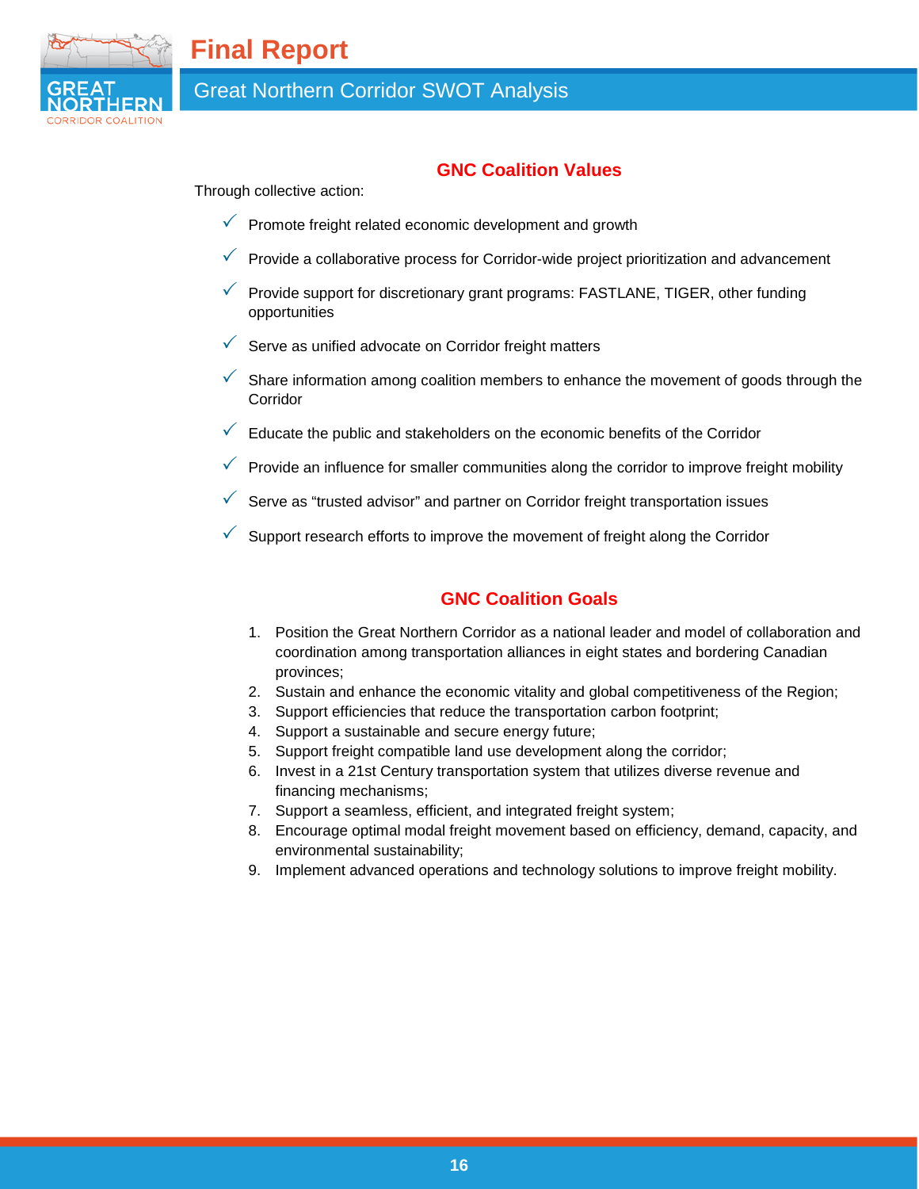## GNC Coalition Values

Through collective action:

- ✓ Promote freight related economic development and growth
- ✓ Provide a collaborative process for Corridor-wide project prioritization and advancement
- ✓ Provide support for discretionary grant programs: FASTLANE, TIGER, other funding opportunities
- ✓ Serve as unified advocate on Corridor freight matters
- ✓ Share information among coalition members to enhance the movement of goods through the Corridor
- ✓ Educate the public and stakeholders on the economic benefits of the Corridor
- ✓ Provide an influence for smaller communities along the corridor to improve freight mobility
- ✓ Serve as "trusted advisor" and partner on Corridor freight transportation issues
- ✓ Support research efforts to improve the movement of freight along the Corridor

## GNC Coalition Goals

1. Position the Great Northern Corridor as a national leader and model of collaboration and coordination among transportation alliances in eight states and bordering Canadian provinces;
2. Sustain and enhance the economic vitality and global competitiveness of the Region;
3. Support efficiencies that reduce the transportation carbon footprint;
4. Support a sustainable and secure energy future;
5. Support freight compatible land use development along the corridor;
6. Invest in a 21st Century transportation system that utilizes diverse revenue and financing mechanisms;
7. Support a seamless, efficient, and integrated freight system;
8. Encourage optimal modal freight movement based on efficiency, demand, capacity, and environmental sustainability;
9. Implement advanced operations and technology solutions to improve freight mobility.